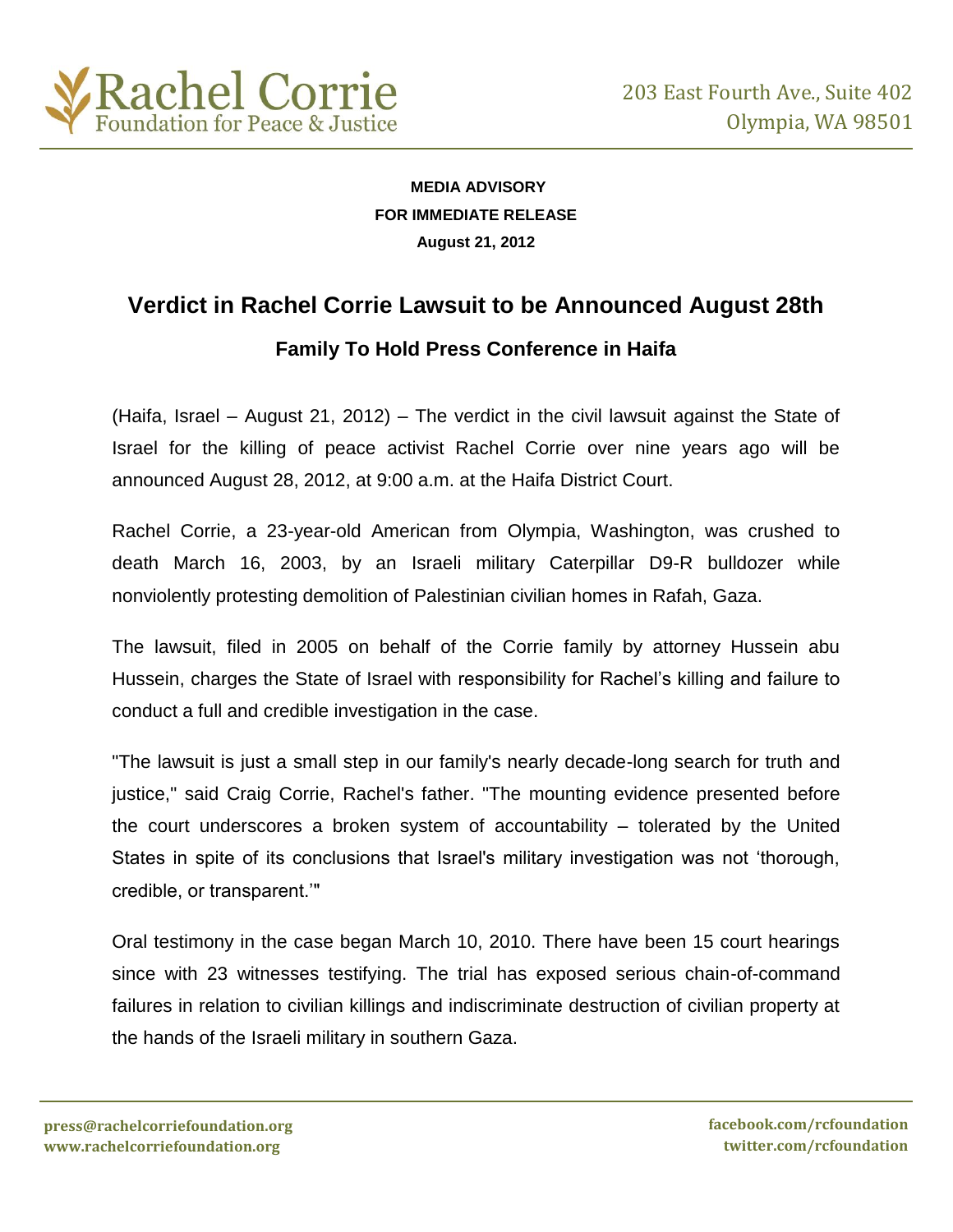Rachel Corrie
Foundation for Peace & Justice

203 East Fourth Ave., Suite 402
Olympia, WA 98501

**MEDIA ADVISORY**
**FOR IMMEDIATE RELEASE**
**August 21, 2012**

# Verdict in Rachel Corrie Lawsuit to be Announced August 28th

## Family To Hold Press Conference in Haifa

(Haifa, Israel – August 21, 2012) – The verdict in the civil lawsuit against the State of Israel for the killing of peace activist Rachel Corrie over nine years ago will be announced August 28, 2012, at 9:00 a.m. at the Haifa District Court.

Rachel Corrie, a 23-year-old American from Olympia, Washington, was crushed to death March 16, 2003, by an Israeli military Caterpillar D9-R bulldozer while nonviolently protesting demolition of Palestinian civilian homes in Rafah, Gaza.

The lawsuit, filed in 2005 on behalf of the Corrie family by attorney Hussein abu Hussein, charges the State of Israel with responsibility for Rachel's killing and failure to conduct a full and credible investigation in the case.

"The lawsuit is just a small step in our family's nearly decade-long search for truth and justice," said Craig Corrie, Rachel's father. "The mounting evidence presented before the court underscores a broken system of accountability – tolerated by the United States in spite of its conclusions that Israel's military investigation was not 'thorough, credible, or transparent.'"

Oral testimony in the case began March 10, 2010. There have been 15 court hearings since with 23 witnesses testifying. The trial has exposed serious chain-of-command failures in relation to civilian killings and indiscriminate destruction of civilian property at the hands of the Israeli military in southern Gaza.

press@rachelcorriefoundation.org
www.rachelcorriefoundation.org

facebook.com/rcfoundation
twitter.com/rcfoundation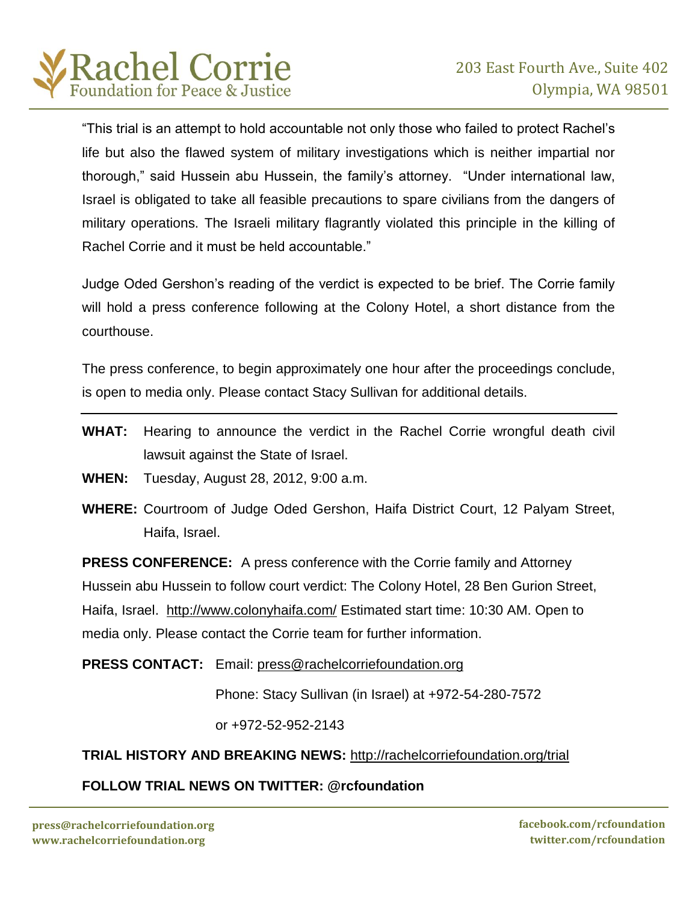"This trial is an attempt to hold accountable not only those who failed to protect Rachel's life but also the flawed system of military investigations which is neither impartial nor thorough," said Hussein abu Hussein, the family's attorney. "Under international law, Israel is obligated to take all feasible precautions to spare civilians from the dangers of military operations. The Israeli military flagrantly violated this principle in the killing of Rachel Corrie and it must be held accountable."

Judge Oded Gershon's reading of the verdict is expected to be brief. The Corrie family will hold a press conference following at the Colony Hotel, a short distance from the courthouse.

The press conference, to begin approximately one hour after the proceedings conclude, is open to media only. Please contact Stacy Sullivan for additional details.

---

**WHAT:** Hearing to announce the verdict in the Rachel Corrie wrongful death civil lawsuit against the State of Israel.

**WHEN:** Tuesday, August 28, 2012, 9:00 a.m.

**WHERE:** Courtroom of Judge Oded Gershon, Haifa District Court, 12 Palyam Street, Haifa, Israel.

**PRESS CONFERENCE:** A press conference with the Corrie family and Attorney Hussein abu Hussein to follow court verdict: The Colony Hotel, 28 Ben Gurion Street, Haifa, Israel. http://www.colonyhaifa.com/ Estimated start time: 10:30 AM. Open to media only. Please contact the Corrie team for further information.

**PRESS CONTACT:** Email: press@rachelcorriefoundation.org

Phone: Stacy Sullivan (in Israel) at +972-54-280-7572

or +972-52-952-2143

**TRIAL HISTORY AND BREAKING NEWS:** http://rachelcorriefoundation.org/trial

**FOLLOW TRIAL NEWS ON TWITTER: @rcfoundation**